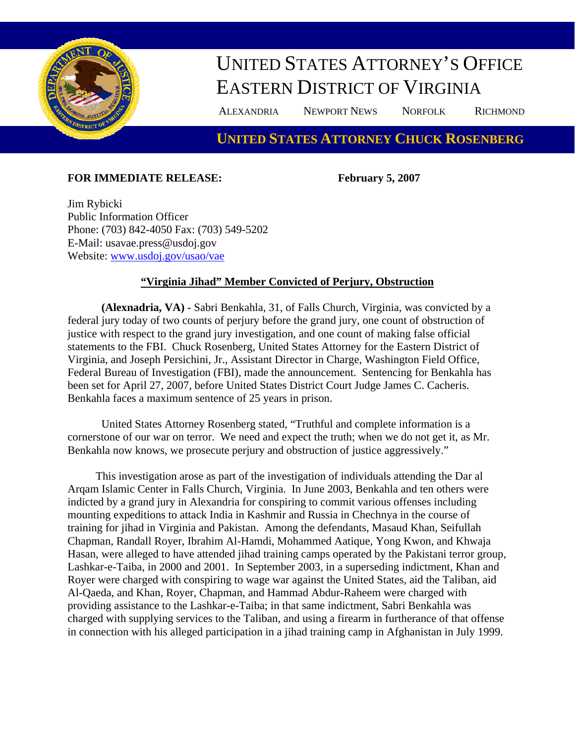# UNITED STATES ATTORNEY'S OFFICE
# EASTERN DISTRICT OF VIRGINIA

ALEXANDRIA NEWPORT NEWS NORFOLK RICHMOND

**UNITED STATES ATTORNEY CHUCK ROSENBERG**

**FOR IMMEDIATE RELEASE:** **February 5, 2007**

Jim Rybicki
Public Information Officer
Phone: (703) 842-4050 Fax: (703) 549-5202
E-Mail: usavae.press@usdoj.gov
Website: www.usdoj.gov/usao/vae

## "Virginia Jihad" Member Convicted of Perjury, Obstruction

**(Alexnadria, VA) -** Sabri Benkahla, 31, of Falls Church, Virginia, was convicted by a federal jury today of two counts of perjury before the grand jury, one count of obstruction of justice with respect to the grand jury investigation, and one count of making false official statements to the FBI. Chuck Rosenberg, United States Attorney for the Eastern District of Virginia, and Joseph Persichini, Jr., Assistant Director in Charge, Washington Field Office, Federal Bureau of Investigation (FBI), made the announcement. Sentencing for Benkahla has been set for April 27, 2007, before United States District Court Judge James C. Cacheris. Benkahla faces a maximum sentence of 25 years in prison.

United States Attorney Rosenberg stated, "Truthful and complete information is a cornerstone of our war on terror. We need and expect the truth; when we do not get it, as Mr. Benkahla now knows, we prosecute perjury and obstruction of justice aggressively."

This investigation arose as part of the investigation of individuals attending the Dar al Arqam Islamic Center in Falls Church, Virginia. In June 2003, Benkahla and ten others were indicted by a grand jury in Alexandria for conspiring to commit various offenses including mounting expeditions to attack India in Kashmir and Russia in Chechnya in the course of training for jihad in Virginia and Pakistan. Among the defendants, Masaud Khan, Seifullah Chapman, Randall Royer, Ibrahim Al-Hamdi, Mohammed Aatique, Yong Kwon, and Khwaja Hasan, were alleged to have attended jihad training camps operated by the Pakistani terror group, Lashkar-e-Taiba, in 2000 and 2001. In September 2003, in a superseding indictment, Khan and Royer were charged with conspiring to wage war against the United States, aid the Taliban, aid Al-Qaeda, and Khan, Royer, Chapman, and Hammad Abdur-Raheem were charged with providing assistance to the Lashkar-e-Taiba; in that same indictment, Sabri Benkahla was charged with supplying services to the Taliban, and using a firearm in furtherance of that offense in connection with his alleged participation in a jihad training camp in Afghanistan in July 1999.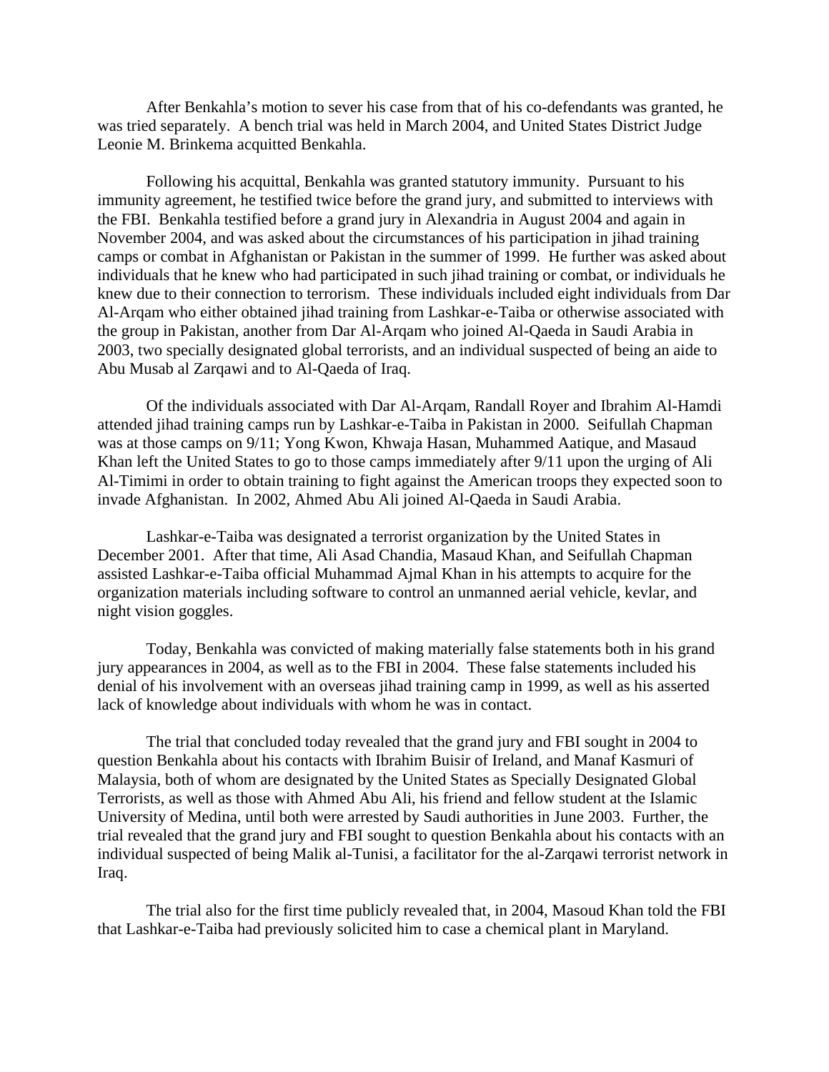After Benkahla's motion to sever his case from that of his co-defendants was granted, he was tried separately. A bench trial was held in March 2004, and United States District Judge Leonie M. Brinkema acquitted Benkahla.

Following his acquittal, Benkahla was granted statutory immunity. Pursuant to his immunity agreement, he testified twice before the grand jury, and submitted to interviews with the FBI. Benkahla testified before a grand jury in Alexandria in August 2004 and again in November 2004, and was asked about the circumstances of his participation in jihad training camps or combat in Afghanistan or Pakistan in the summer of 1999. He further was asked about individuals that he knew who had participated in such jihad training or combat, or individuals he knew due to their connection to terrorism. These individuals included eight individuals from Dar Al-Arqam who either obtained jihad training from Lashkar-e-Taiba or otherwise associated with the group in Pakistan, another from Dar Al-Arqam who joined Al-Qaeda in Saudi Arabia in 2003, two specially designated global terrorists, and an individual suspected of being an aide to Abu Musab al Zarqawi and to Al-Qaeda of Iraq.

Of the individuals associated with Dar Al-Arqam, Randall Royer and Ibrahim Al-Hamdi attended jihad training camps run by Lashkar-e-Taiba in Pakistan in 2000. Seifullah Chapman was at those camps on 9/11; Yong Kwon, Khwaja Hasan, Muhammed Aatique, and Masaud Khan left the United States to go to those camps immediately after 9/11 upon the urging of Ali Al-Timimi in order to obtain training to fight against the American troops they expected soon to invade Afghanistan. In 2002, Ahmed Abu Ali joined Al-Qaeda in Saudi Arabia.

Lashkar-e-Taiba was designated a terrorist organization by the United States in December 2001. After that time, Ali Asad Chandia, Masaud Khan, and Seifullah Chapman assisted Lashkar-e-Taiba official Muhammad Ajmal Khan in his attempts to acquire for the organization materials including software to control an unmanned aerial vehicle, kevlar, and night vision goggles.

Today, Benkahla was convicted of making materially false statements both in his grand jury appearances in 2004, as well as to the FBI in 2004. These false statements included his denial of his involvement with an overseas jihad training camp in 1999, as well as his asserted lack of knowledge about individuals with whom he was in contact.

The trial that concluded today revealed that the grand jury and FBI sought in 2004 to question Benkahla about his contacts with Ibrahim Buisir of Ireland, and Manaf Kasmuri of Malaysia, both of whom are designated by the United States as Specially Designated Global Terrorists, as well as those with Ahmed Abu Ali, his friend and fellow student at the Islamic University of Medina, until both were arrested by Saudi authorities in June 2003. Further, the trial revealed that the grand jury and FBI sought to question Benkahla about his contacts with an individual suspected of being Malik al-Tunisi, a facilitator for the al-Zarqawi terrorist network in Iraq.

The trial also for the first time publicly revealed that, in 2004, Masoud Khan told the FBI that Lashkar-e-Taiba had previously solicited him to case a chemical plant in Maryland.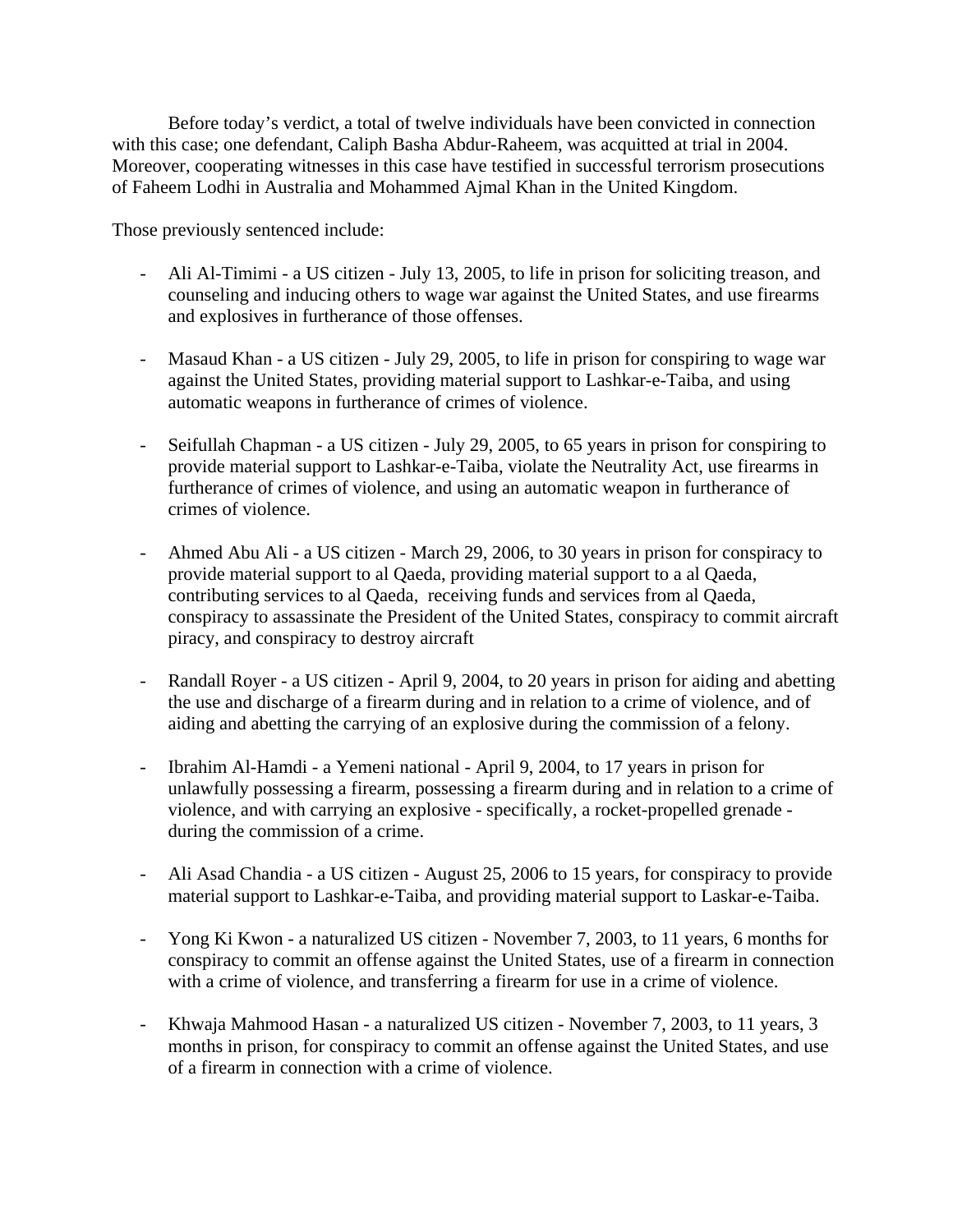Before today's verdict, a total of twelve individuals have been convicted in connection with this case; one defendant, Caliph Basha Abdur-Raheem, was acquitted at trial in 2004. Moreover, cooperating witnesses in this case have testified in successful terrorism prosecutions of Faheem Lodhi in Australia and Mohammed Ajmal Khan in the United Kingdom.

Those previously sentenced include:

- Ali Al-Timimi - a US citizen - July 13, 2005, to life in prison for soliciting treason, and counseling and inducing others to wage war against the United States, and use firearms and explosives in furtherance of those offenses.

- Masaud Khan - a US citizen - July 29, 2005, to life in prison for conspiring to wage war against the United States, providing material support to Lashkar-e-Taiba, and using automatic weapons in furtherance of crimes of violence.

- Seifullah Chapman - a US citizen - July 29, 2005, to 65 years in prison for conspiring to provide material support to Lashkar-e-Taiba, violate the Neutrality Act, use firearms in furtherance of crimes of violence, and using an automatic weapon in furtherance of crimes of violence.

- Ahmed Abu Ali - a US citizen - March 29, 2006, to 30 years in prison for conspiracy to provide material support to al Qaeda, providing material support to a al Qaeda, contributing services to al Qaeda, receiving funds and services from al Qaeda, conspiracy to assassinate the President of the United States, conspiracy to commit aircraft piracy, and conspiracy to destroy aircraft

- Randall Royer - a US citizen - April 9, 2004, to 20 years in prison for aiding and abetting the use and discharge of a firearm during and in relation to a crime of violence, and of aiding and abetting the carrying of an explosive during the commission of a felony.

- Ibrahim Al-Hamdi - a Yemeni national - April 9, 2004, to 17 years in prison for unlawfully possessing a firearm, possessing a firearm during and in relation to a crime of violence, and with carrying an explosive - specifically, a rocket-propelled grenade - during the commission of a crime.

- Ali Asad Chandia - a US citizen - August 25, 2006 to 15 years, for conspiracy to provide material support to Lashkar-e-Taiba, and providing material support to Laskar-e-Taiba.

- Yong Ki Kwon - a naturalized US citizen - November 7, 2003, to 11 years, 6 months for conspiracy to commit an offense against the United States, use of a firearm in connection with a crime of violence, and transferring a firearm for use in a crime of violence.

- Khwaja Mahmood Hasan - a naturalized US citizen - November 7, 2003, to 11 years, 3 months in prison, for conspiracy to commit an offense against the United States, and use of a firearm in connection with a crime of violence.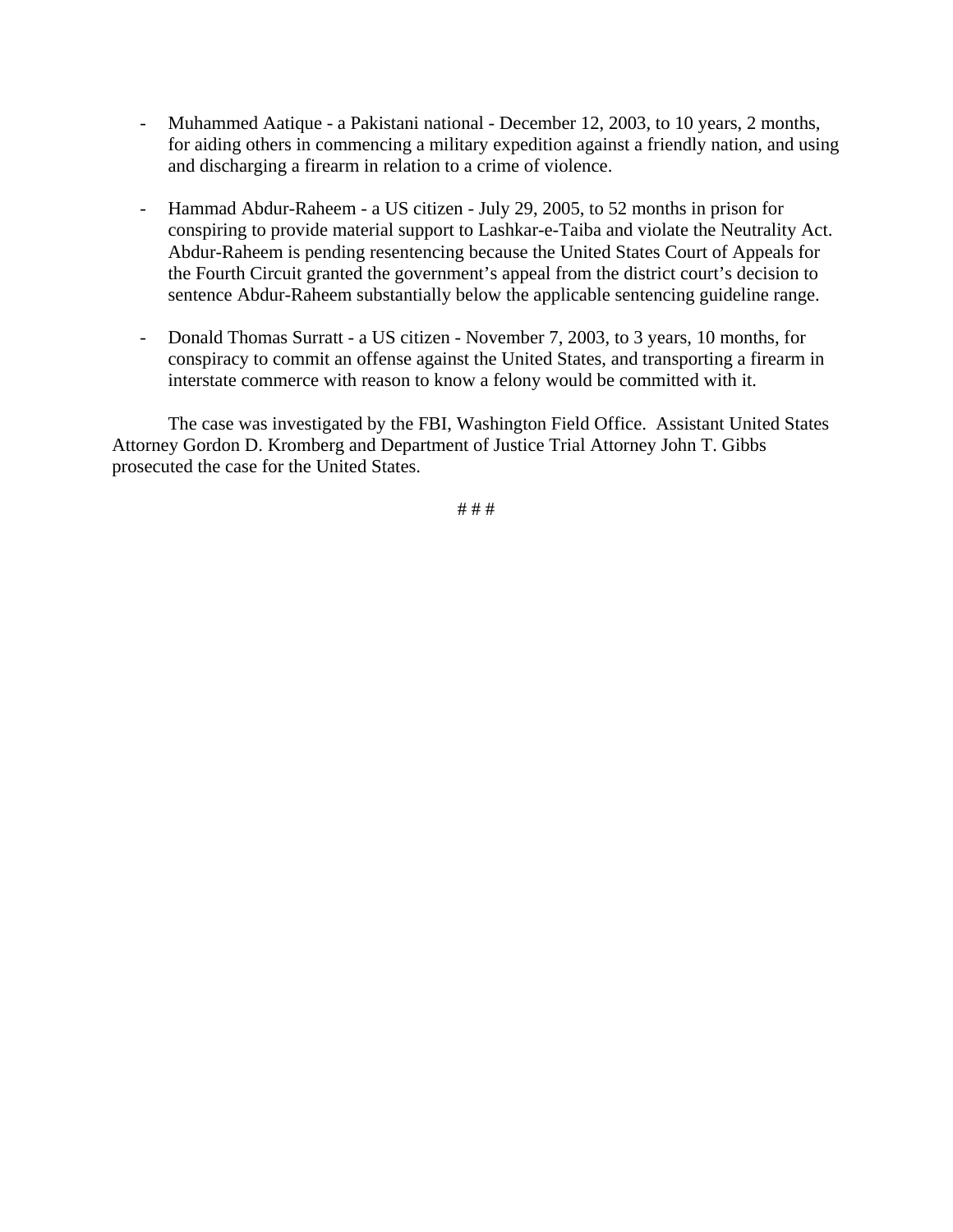- Muhammed Aatique - a Pakistani national - December 12, 2003, to 10 years, 2 months, for aiding others in commencing a military expedition against a friendly nation, and using and discharging a firearm in relation to a crime of violence.

- Hammad Abdur-Raheem - a US citizen - July 29, 2005, to 52 months in prison for conspiring to provide material support to Lashkar-e-Taiba and violate the Neutrality Act. Abdur-Raheem is pending resentencing because the United States Court of Appeals for the Fourth Circuit granted the government's appeal from the district court's decision to sentence Abdur-Raheem substantially below the applicable sentencing guideline range.

- Donald Thomas Surratt - a US citizen - November 7, 2003, to 3 years, 10 months, for conspiracy to commit an offense against the United States, and transporting a firearm in interstate commerce with reason to know a felony would be committed with it.

The case was investigated by the FBI, Washington Field Office. Assistant United States Attorney Gordon D. Kromberg and Department of Justice Trial Attorney John T. Gibbs prosecuted the case for the United States.

# # #